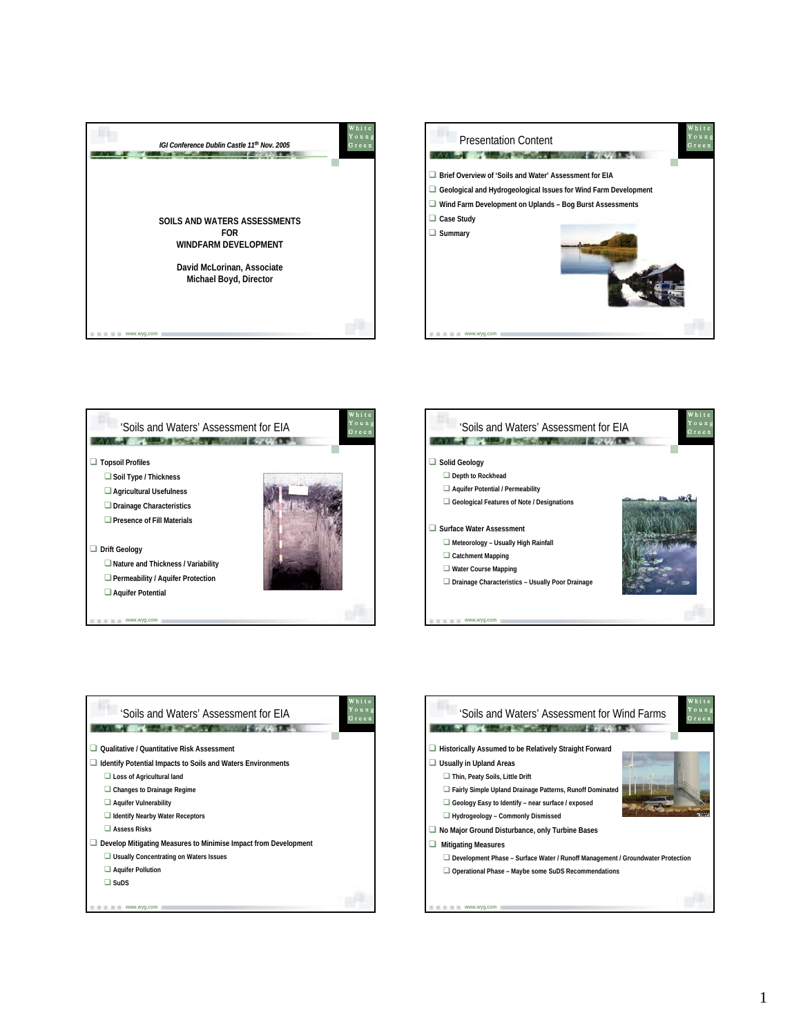*IGI Conference Dublin Castle 11th Nov. 2005*

**SOILS AND WATERS ASSESSMENTS FOR WINDFARM DEVELOPMENT**

**David McLorinan, Associate**
**Michael Boyd, Director**

## Presentation Content

- Brief Overview of 'Soils and Water' Assessment for EIA
- Geological and Hydrogeological Issues for Wind Farm Development
- Wind Farm Development on Uplands – Bog Burst Assessments
- Case Study
- Summary

## 'Soils and Waters' Assessment for EIA

- Topsoil Profiles
  - Soil Type / Thickness
  - Agricultural Usefulness
  - Drainage Characteristics
  - Presence of Fill Materials
- Drift Geology
  - Nature and Thickness / Variability
  - Permeability / Aquifer Protection
  - Aquifer Potential

## 'Soils and Waters' Assessment for EIA

- Solid Geology
  - Depth to Rockhead
  - Aquifer Potential / Permeability
  - Geological Features of Note / Designations
- Surface Water Assessment
  - Meteorology – Usually High Rainfall
  - Catchment Mapping
  - Water Course Mapping
  - Drainage Characteristics – Usually Poor Drainage

## 'Soils and Waters' Assessment for EIA

- Qualitative / Quantitative Risk Assessment
- Identify Potential Impacts to Soils and Waters Environments
  - Loss of Agricultural land
  - Changes to Drainage Regime
  - Aquifer Vulnerability
  - Identify Nearby Water Receptors
  - Assess Risks
- Develop Mitigating Measures to Minimise Impact from Development
  - Usually Concentrating on Waters Issues
  - Aquifer Pollution
  - SuDS

## 'Soils and Waters' Assessment for Wind Farms

- Historically Assumed to be Relatively Straight Forward
- Usually in Upland Areas
  - Thin, Peaty Soils, Little Drift
  - Fairly Simple Upland Drainage Patterns, Runoff Dominated
  - Geology Easy to Identify – near surface / exposed
  - Hydrogeology – Commonly Dismissed
- No Major Ground Disturbance, only Turbine Bases
- Mitigating Measures
  - Development Phase – Surface Water / Runoff Management / Groundwater Protection
  - Operational Phase – Maybe some SuDS Recommendations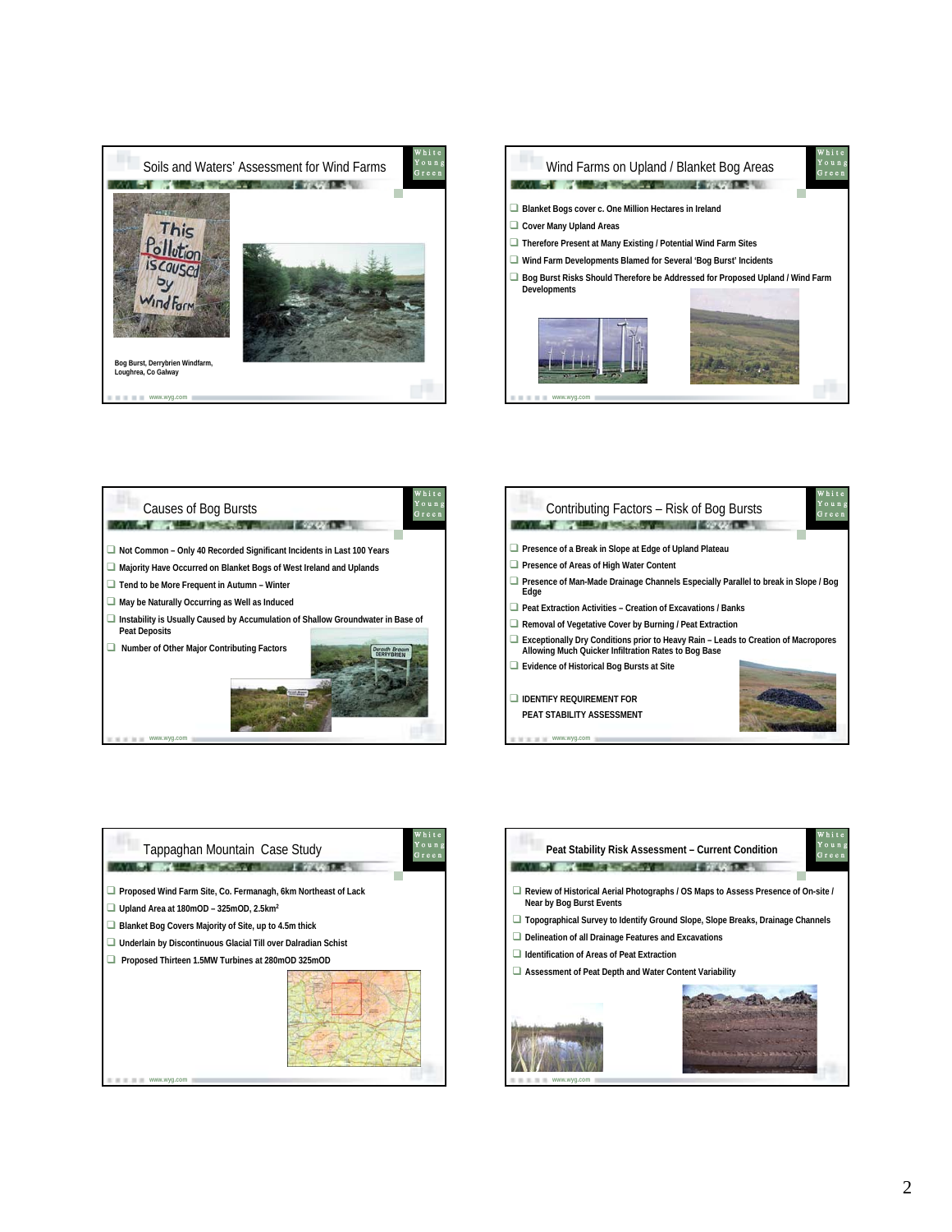## Soils and Waters' Assessment for Wind Farms

Bog Burst, Derrybrien Windfarm, Loughrea, Co Galway

## Wind Farms on Upland / Blanket Bog Areas

- Blanket Bogs cover c. One Million Hectares in Ireland
- Cover Many Upland Areas
- Therefore Present at Many Existing / Potential Wind Farm Sites
- Wind Farm Developments Blamed for Several 'Bog Burst' Incidents
- Bog Burst Risks Should Therefore be Addressed for Proposed Upland / Wind Farm Developments

## Causes of Bog Bursts

- Not Common – Only 40 Recorded Significant Incidents in Last 100 Years
- Majority Have Occurred on Blanket Bogs of West Ireland and Uplands
- Tend to be More Frequent in Autumn – Winter
- May be Naturally Occurring as Well as Induced
- Instability is Usually Caused by Accumulation of Shallow Groundwater in Base of Peat Deposits
- Number of Other Major Contributing Factors

## Contributing Factors – Risk of Bog Bursts

- Presence of a Break in Slope at Edge of Upland Plateau
- Presence of Areas of High Water Content
- Presence of Man-Made Drainage Channels Especially Parallel to break in Slope / Bog Edge
- Peat Extraction Activities – Creation of Excavations / Banks
- Removal of Vegetative Cover by Burning / Peat Extraction
- Exceptionally Dry Conditions prior to Heavy Rain – Leads to Creation of Macropores Allowing Much Quicker Infiltration Rates to Bog Base
- Evidence of Historical Bog Bursts at Site
- IDENTIFY REQUIREMENT FOR PEAT STABILITY ASSESSMENT

## Tappaghan Mountain Case Study

- Proposed Wind Farm Site, Co. Fermanagh, 6km Northeast of Lack
- Upland Area at 180mOD – 325mOD, 2.5km$^2$
- Blanket Bog Covers Majority of Site, up to 4.5m thick
- Underlain by Discontinuous Glacial Till over Dalradian Schist
- Proposed Thirteen 1.5MW Turbines at 280mOD 325mOD

## Peat Stability Risk Assessment – Current Condition

- Review of Historical Aerial Photographs / OS Maps to Assess Presence of On-site / Near by Bog Burst Events
- Topographical Survey to Identify Ground Slope, Slope Breaks, Drainage Channels
- Delineation of all Drainage Features and Excavations
- Identification of Areas of Peat Extraction
- Assessment of Peat Depth and Water Content Variability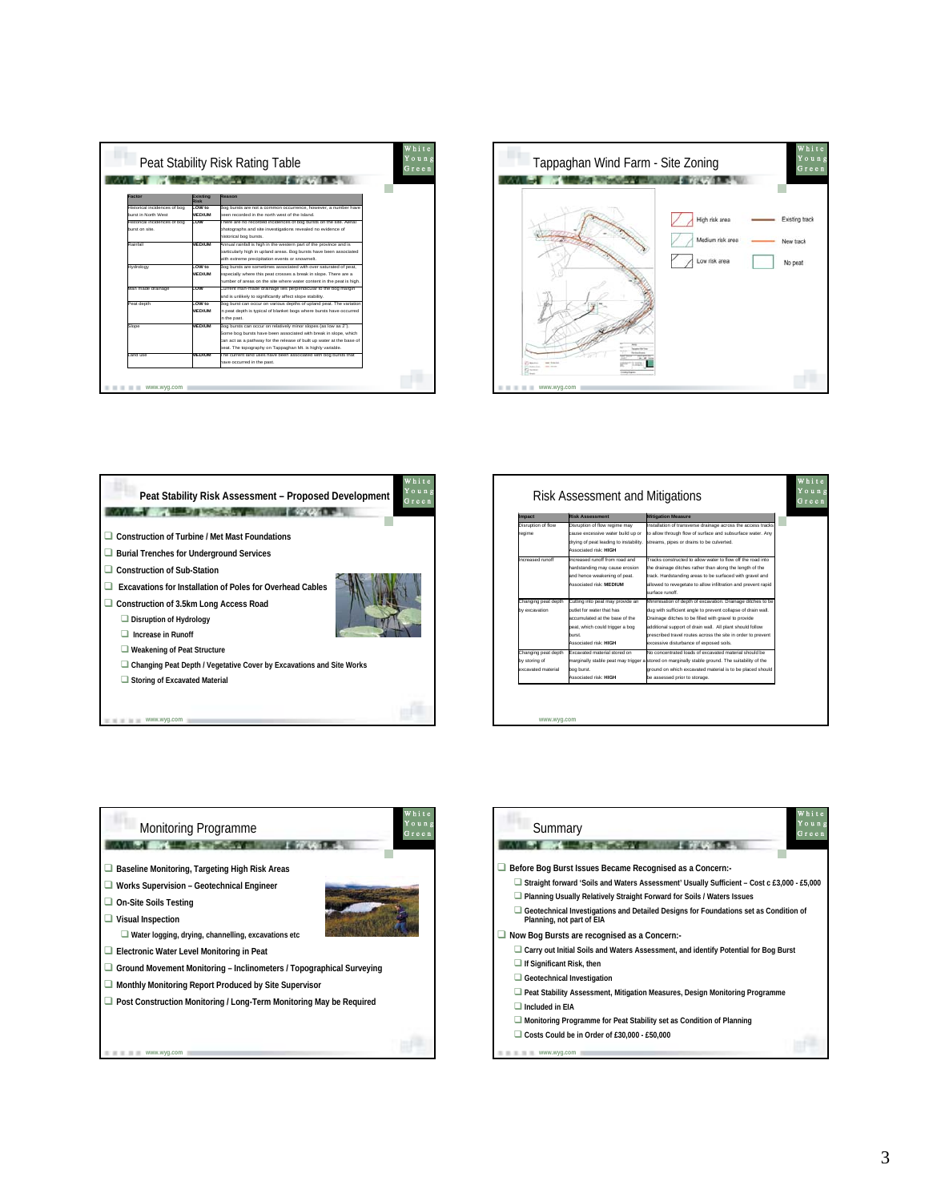## Peat Stability Risk Rating Table

| Factor | Existing Risk | Reason |
|---|---|---|
| Historical incidences of bog burst in North West | LOW to MEDIUM | Bog bursts are not a common occurrence, however, a number have been recorded in the north west of the island. |
| Historical incidences of bog burst on site. | LOW | There are no recorded incidences of bog bursts on the site. Aerial photographs and site investigations revealed no evidence of historical bog bursts. |
| Rainfall | MEDIUM | Annual rainfall is high in the western part of the province and is particularly high in upland areas. Bog bursts have been associated with extreme precipitation events or snowmelt. |
| Hydrology | LOW to MEDIUM | Bog bursts are sometimes associated with over saturated of peat, especially where this peat crosses a break in slope. There are a number of areas on the site where water content in the peat is high. |
| Man made drainage | LOW | Current man-made drainage lies perpendicular to the bog margin and is unlikely to significantly affect slope stability. |
| Peat depth | LOW to MEDIUM | Bog burst can occur on various depths of upland peat. The variation in peat depth is typical of blanket bogs where bursts have occurred in the past. |
| Slope | MEDIUM | Bog bursts can occur on relatively minor slopes (as low as 2°). Some bog bursts have been associated with break in slope, which can act as a pathway for the release of built up water at the base of peat. The topography on Tappaghan Mt. is highly variable. |
| Land use | MEDIUM | The current land uses have been associated with bog bursts that have occurred in the past. |

www.wyg.com

## Tappaghan Wind Farm - Site Zoning

High risk area
Medium risk area
Low risk area
Existing track
New track
No peat

www.wyg.com

## Peat Stability Risk Assessment – Proposed Development

- Construction of Turbine / Met Mast Foundations
- Burial Trenches for Underground Services
- Construction of Sub-Station
- Excavations for Installation of Poles for Overhead Cables
- Construction of 3.5km Long Access Road
  - Disruption of Hydrology
  - Increase in Runoff
  - Weakening of Peat Structure
  - Changing Peat Depth / Vegetative Cover by Excavations and Site Works
  - Storing of Excavated Material

www.wyg.com

## Risk Assessment and Mitigations

| Impact | Risk Assessment | Mitigation Measure |
|---|---|---|
| Disruption of flow regime | Disruption of flow regime may cause excessive water build up or drying of peat leading to instability. Associated risk: **HIGH** | Installation of transverse drainage across the access tracks to allow through flow of surface and subsurface water. Any streams, pipes or drains to be culverted. |
| Increased runoff | Increased runoff from road and hardstanding may cause erosion and hence weakening of peat. Associated risk: **MEDIUM** | Tracks constructed to allow water to flow off the road into the drainage ditches rather than along the length of the track. Hardstanding areas to be surfaced with gravel and allowed to revegetate to allow infiltration and prevent rapid surface runoff. |
| Changing peat depth by excavation | Cutting into peat may provide an outlet for water that has accumulated at the base of the peat, which could trigger a bog burst. Associated risk: **HIGH** | Minimisation of depth of excavation. Drainage ditches to be dug with sufficient angle to prevent collapse of drain wall. Drainage ditches to be filled with gravel to provide additional support of drain wall. All plant should follow prescribed travel routes across the site in order to prevent excessive disturbance of exposed soils. |
| Changing peat depth by storing of excavated material | Excavated material stored on marginally stable peat may trigger a bog burst. Associated risk: **HIGH** | No concentrated loads of excavated material should be stored on marginally stable ground. The suitability of the ground on which excavated material is to be placed should be assessed prior to storage. |

www.wyg.com

## Monitoring Programme

- Baseline Monitoring, Targeting High Risk Areas
- Works Supervision – Geotechnical Engineer
- On-Site Soils Testing
- Visual Inspection
  - Water logging, drying, channelling, excavations etc
- Electronic Water Level Monitoring in Peat
- Ground Movement Monitoring – Inclinometers / Topographical Surveying
- Monthly Monitoring Report Produced by Site Supervisor
- Post Construction Monitoring / Long-Term Monitoring May be Required

www.wyg.com

## Summary

- Before Bog Burst Issues Became Recognised as a Concern:-
  - Straight forward 'Soils and Waters Assessment' Usually Sufficient – Cost c £3,000 - £5,000
  - Planning Usually Relatively Straight Forward for Soils / Waters Issues
  - Geotechnical Investigations and Detailed Designs for Foundations set as Condition of Planning, not part of EIA
- Now Bog Bursts are recognised as a Concern:-
  - Carry out Initial Soils and Waters Assessment, and identify Potential for Bog Burst
  - If Significant Risk, then
  - Geotechnical Investigation
  - Peat Stability Assessment, Mitigation Measures, Design Monitoring Programme
  - Included in EIA
  - Monitoring Programme for Peat Stability set as Condition of Planning
  - Costs Could be in Order of £30,000 - £50,000

www.wyg.com